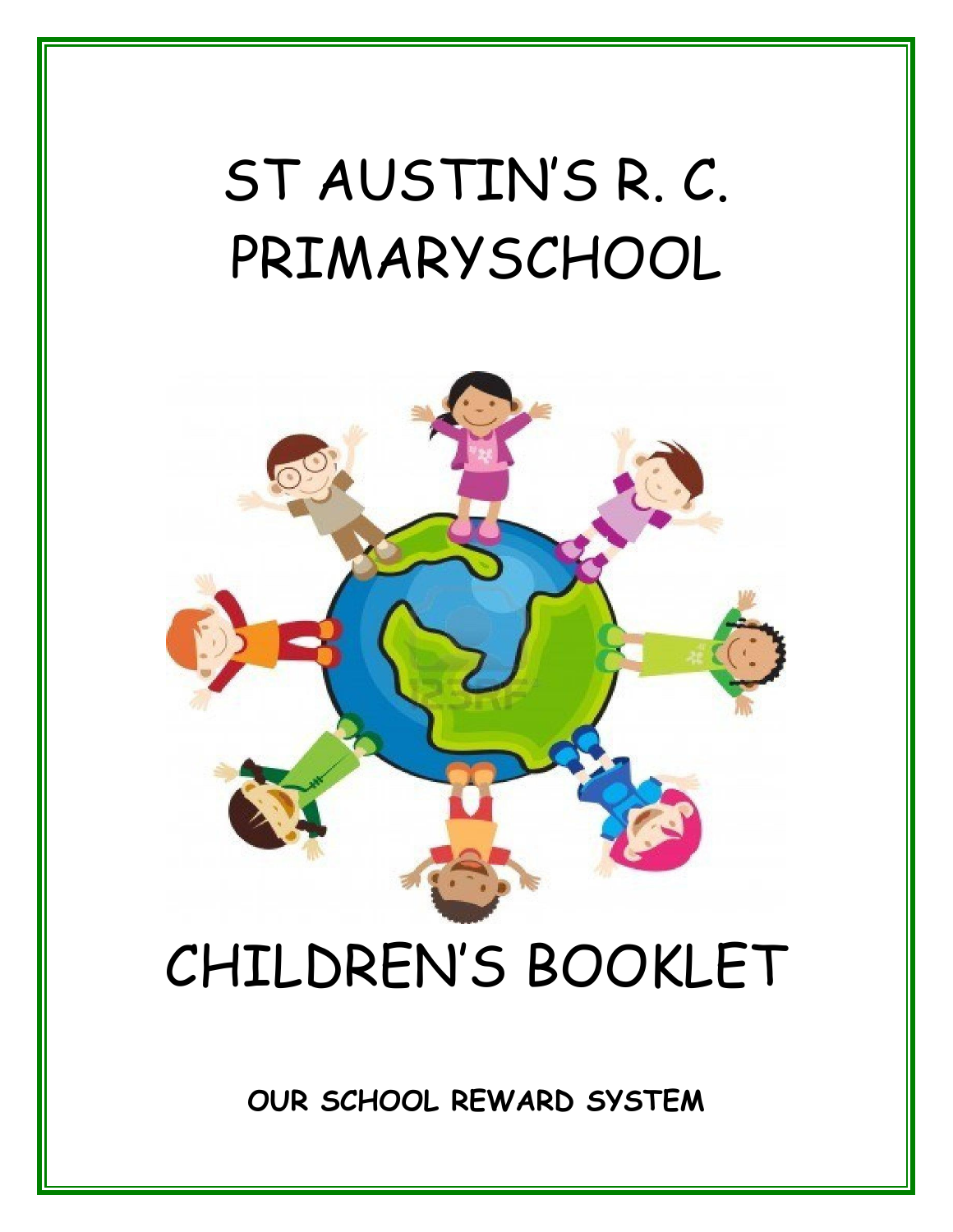# ST AUSTIN'S R. C. PRIMARYSCHOOL

# CHILDREN'S BOOKLET

**OUR SCHOOL REWARD SYSTEM**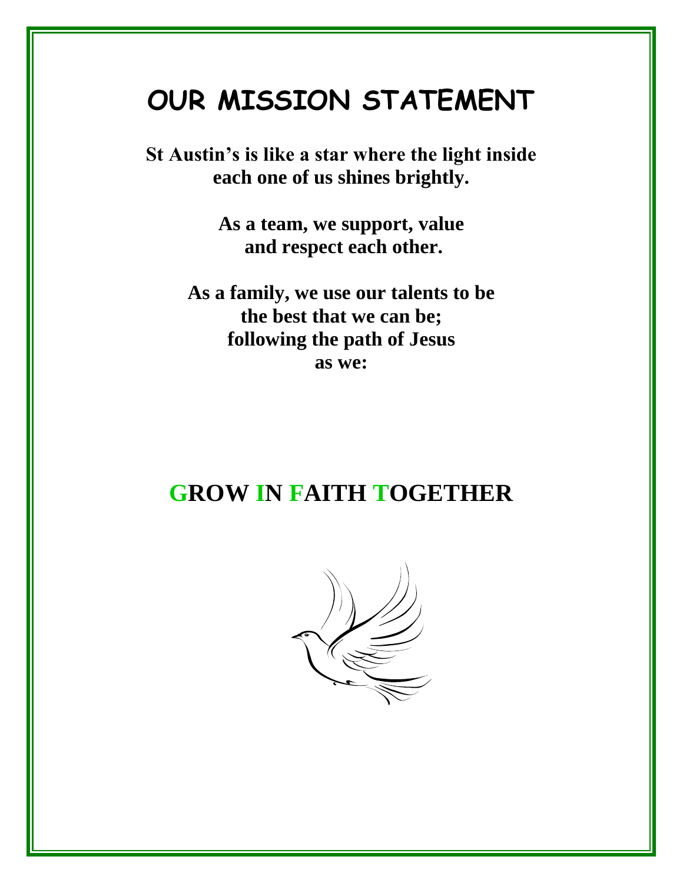# OUR MISSION STATEMENT

**St Austin's is like a star where the light inside each one of us shines brightly.**

**As a team, we support, value and respect each other.**

**As a family, we use our talents to be the best that we can be; following the path of Jesus as we:**

## GROW IN FAITH TOGETHER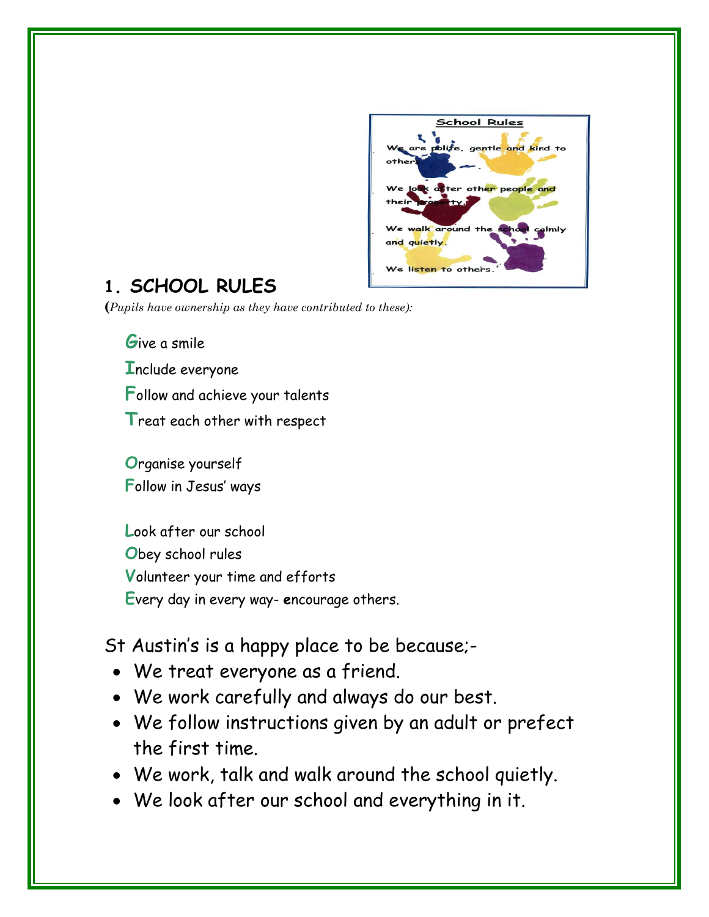**School Rules**

We are polite, gentle and kind to others.

We look after other people and their property.

We walk around the school calmly and quietly.

We listen to others.

## 1. SCHOOL RULES

(*Pupils have ownership as they have contributed to these*):

**G**ive a smile
**I**nclude everyone
**F**ollow and achieve your talents
**T**reat each other with respect

**O**rganise yourself
**F**ollow in Jesus' ways

**L**ook after our school
**O**bey school rules
**V**olunteer your time and efforts
**E**very day in every way- **e**ncourage others.

St Austin's is a happy place to be because;-

- We treat everyone as a friend.
- We work carefully and always do our best.
- We follow instructions given by an adult or prefect the first time.
- We work, talk and walk around the school quietly.
- We look after our school and everything in it.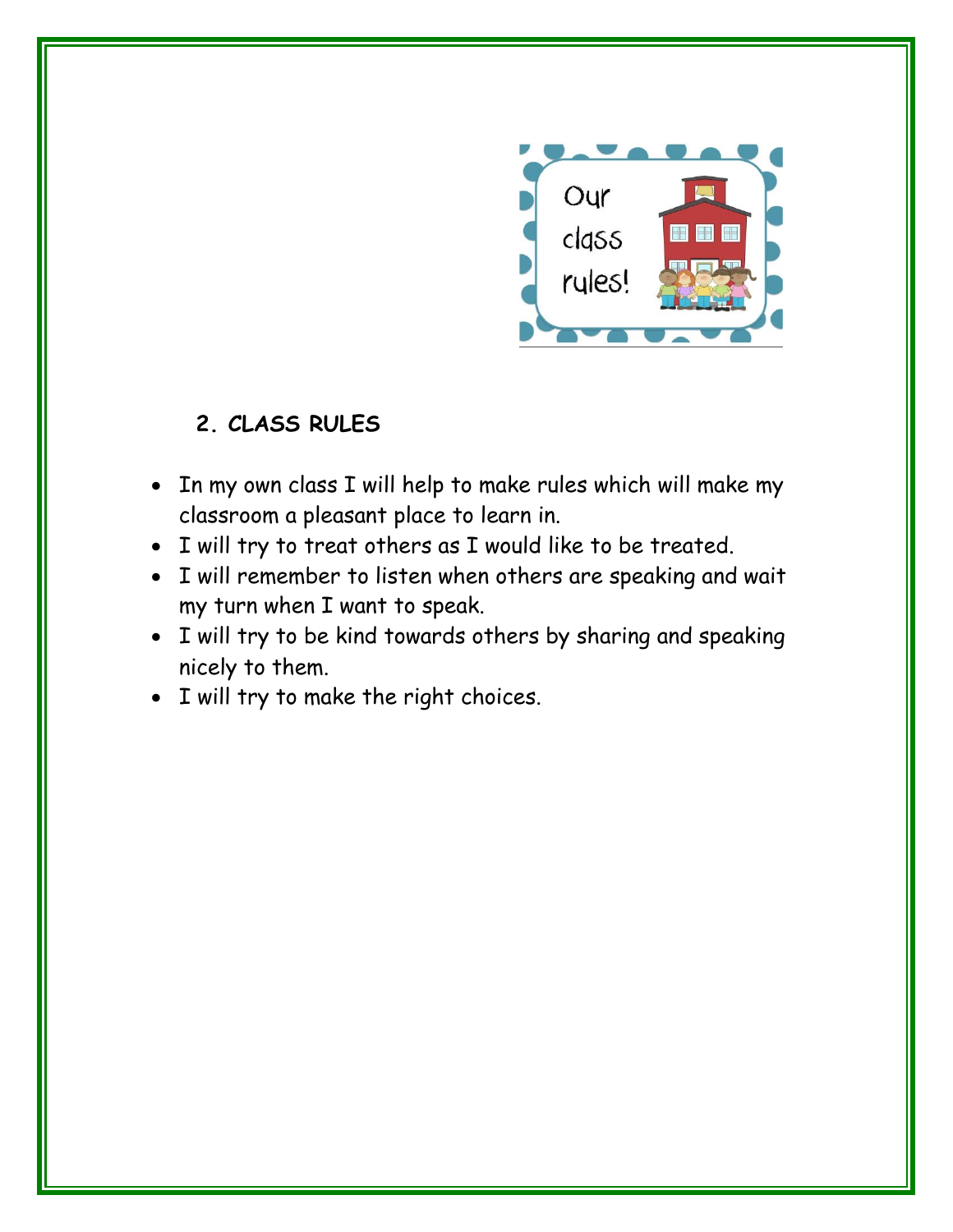## 2. CLASS RULES

- In my own class I will help to make rules which will make my classroom a pleasant place to learn in.
- I will try to treat others as I would like to be treated.
- I will remember to listen when others are speaking and wait my turn when I want to speak.
- I will try to be kind towards others by sharing and speaking nicely to them.
- I will try to make the right choices.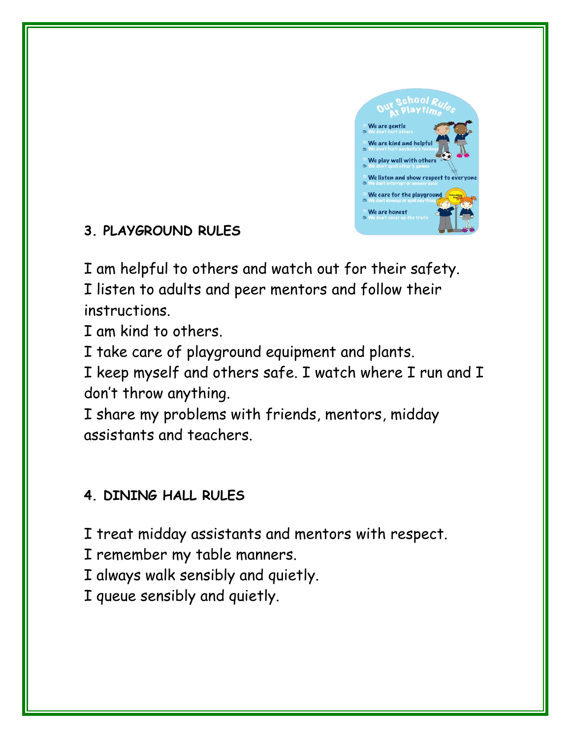### 3. PLAYGROUND RULES

I am helpful to others and watch out for their safety.
I listen to adults and peer mentors and follow their instructions.
I am kind to others.
I take care of playground equipment and plants.
I keep myself and others safe. I watch where I run and I don't throw anything.
I share my problems with friends, mentors, midday assistants and teachers.

### 4. DINING HALL RULES

I treat midday assistants and mentors with respect.
I remember my table manners.
I always walk sensibly and quietly.
I queue sensibly and quietly.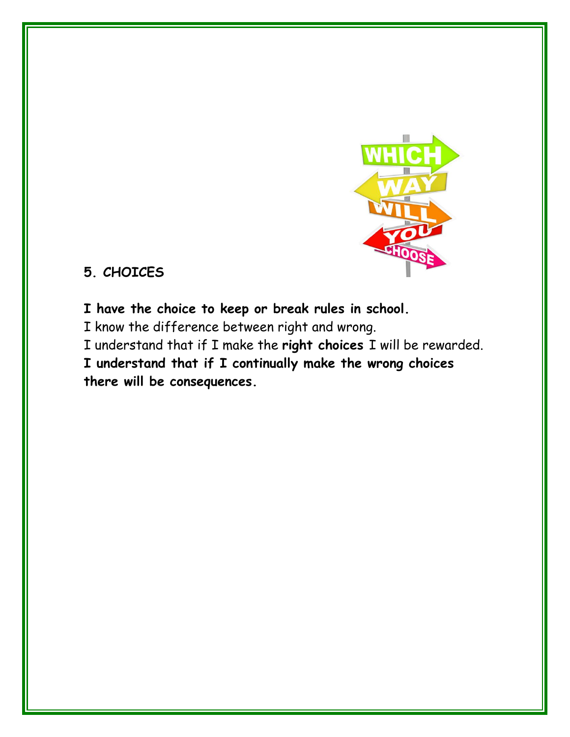## 5. CHOICES

**I have the choice to keep or break rules in school.**
I know the difference between right and wrong.
I understand that if I make the **right choices** I will be rewarded.
**I understand that if I continually make the wrong choices there will be consequences.**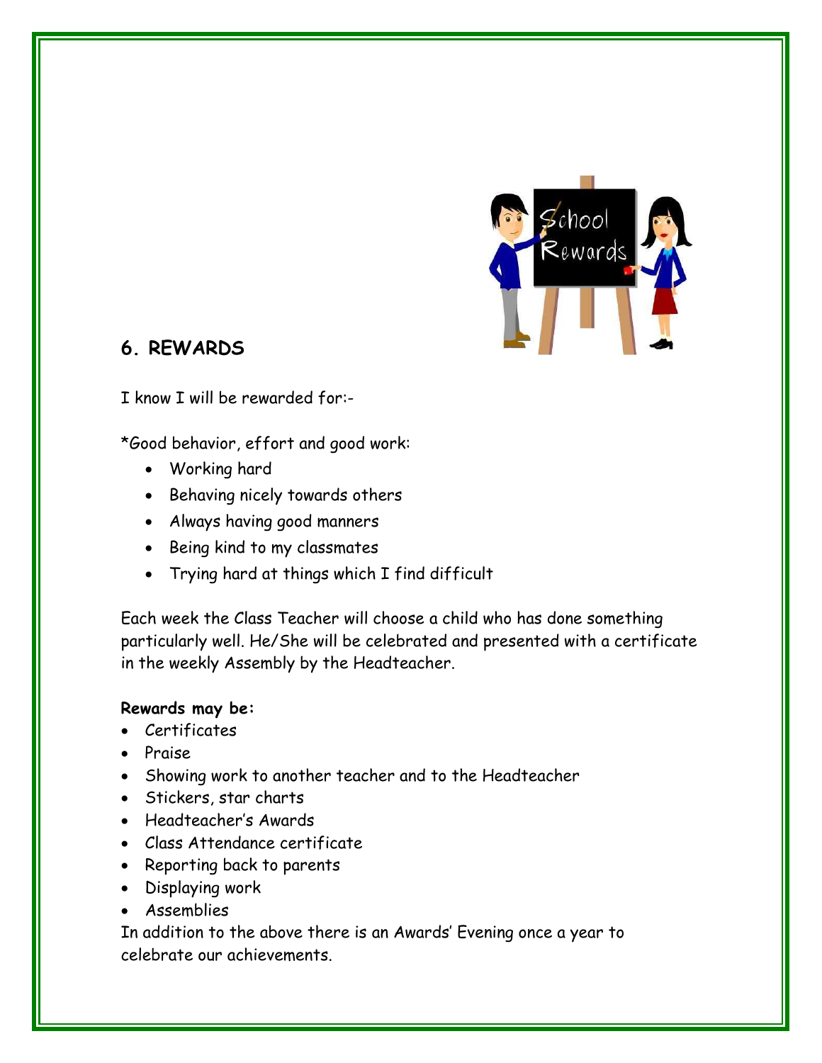## 6. REWARDS

I know I will be rewarded for:-

*Good behavior, effort and good work:

- Working hard
- Behaving nicely towards others
- Always having good manners
- Being kind to my classmates
- Trying hard at things which I find difficult

Each week the Class Teacher will choose a child who has done something particularly well. He/She will be celebrated and presented with a certificate in the weekly Assembly by the Headteacher.

**Rewards may be:**

- Certificates
- Praise
- Showing work to another teacher and to the Headteacher
- Stickers, star charts
- Headteacher's Awards
- Class Attendance certificate
- Reporting back to parents
- Displaying work
- Assemblies

In addition to the above there is an Awards' Evening once a year to celebrate our achievements.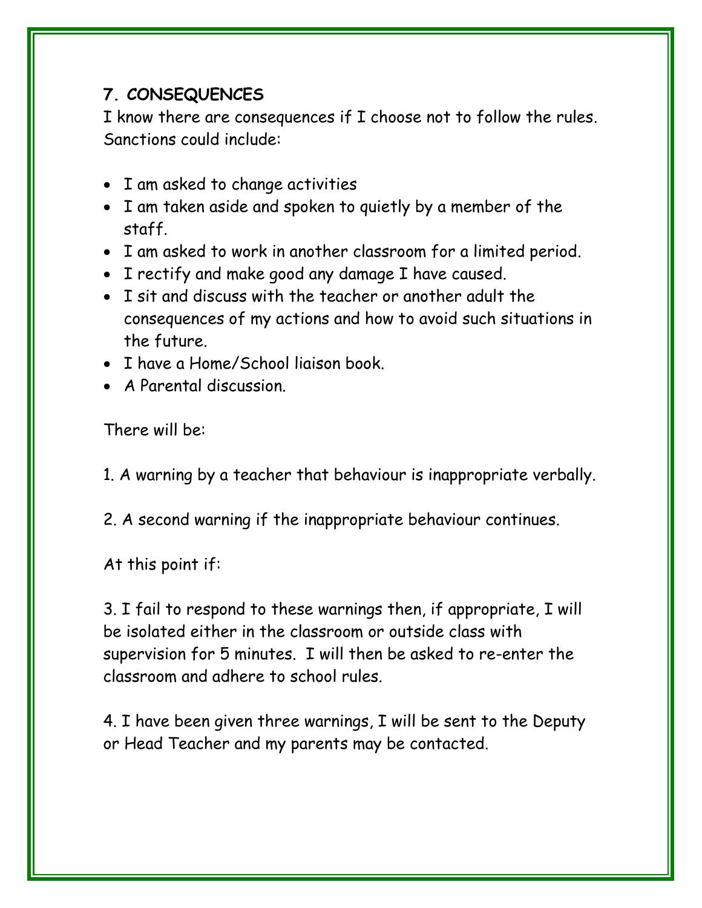## 7. CONSEQUENCES

I know there are consequences if I choose not to follow the rules. Sanctions could include:

- I am asked to change activities
- I am taken aside and spoken to quietly by a member of the staff.
- I am asked to work in another classroom for a limited period.
- I rectify and make good any damage I have caused.
- I sit and discuss with the teacher or another adult the consequences of my actions and how to avoid such situations in the future.
- I have a Home/School liaison book.
- A Parental discussion.

There will be:

1. A warning by a teacher that behaviour is inappropriate verbally.

2. A second warning if the inappropriate behaviour continues.

At this point if:

3. I fail to respond to these warnings then, if appropriate, I will be isolated either in the classroom or outside class with supervision for 5 minutes. I will then be asked to re-enter the classroom and adhere to school rules.

4. I have been given three warnings, I will be sent to the Deputy or Head Teacher and my parents may be contacted.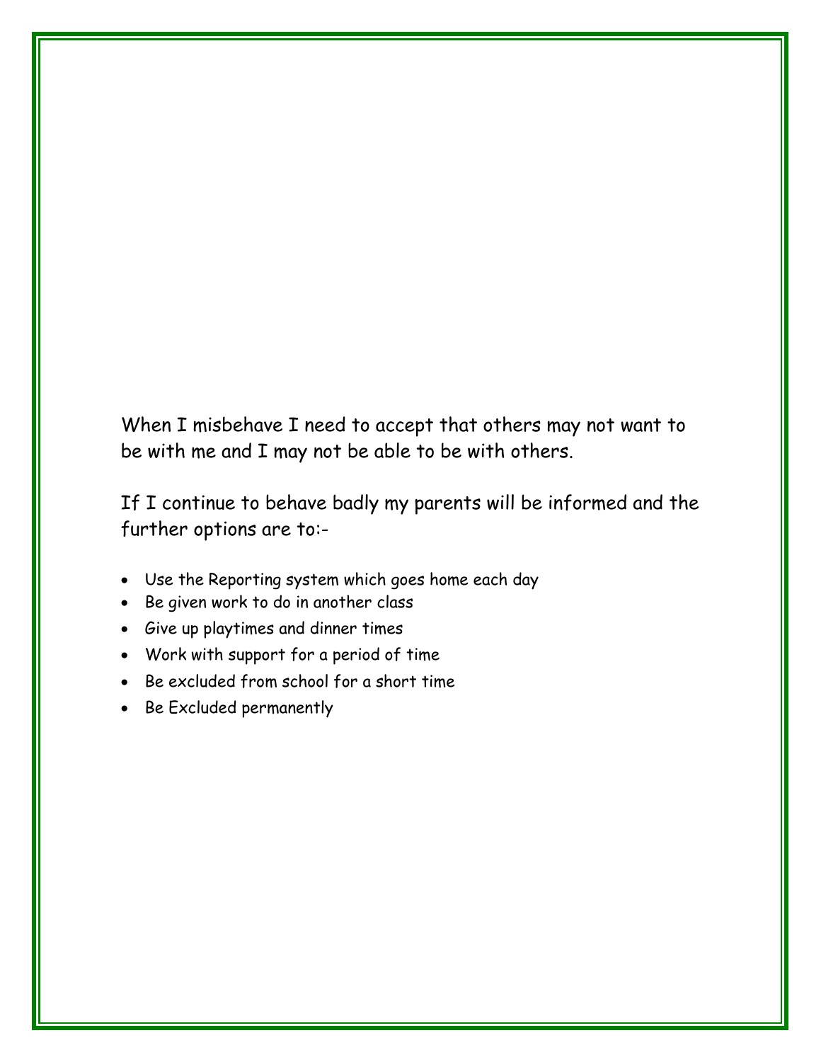When I misbehave I need to accept that others may not want to be with me and I may not be able to be with others.

If I continue to behave badly my parents will be informed and the further options are to:-

- Use the Reporting system which goes home each day
- Be given work to do in another class
- Give up playtimes and dinner times
- Work with support for a period of time
- Be excluded from school for a short time
- Be Excluded permanently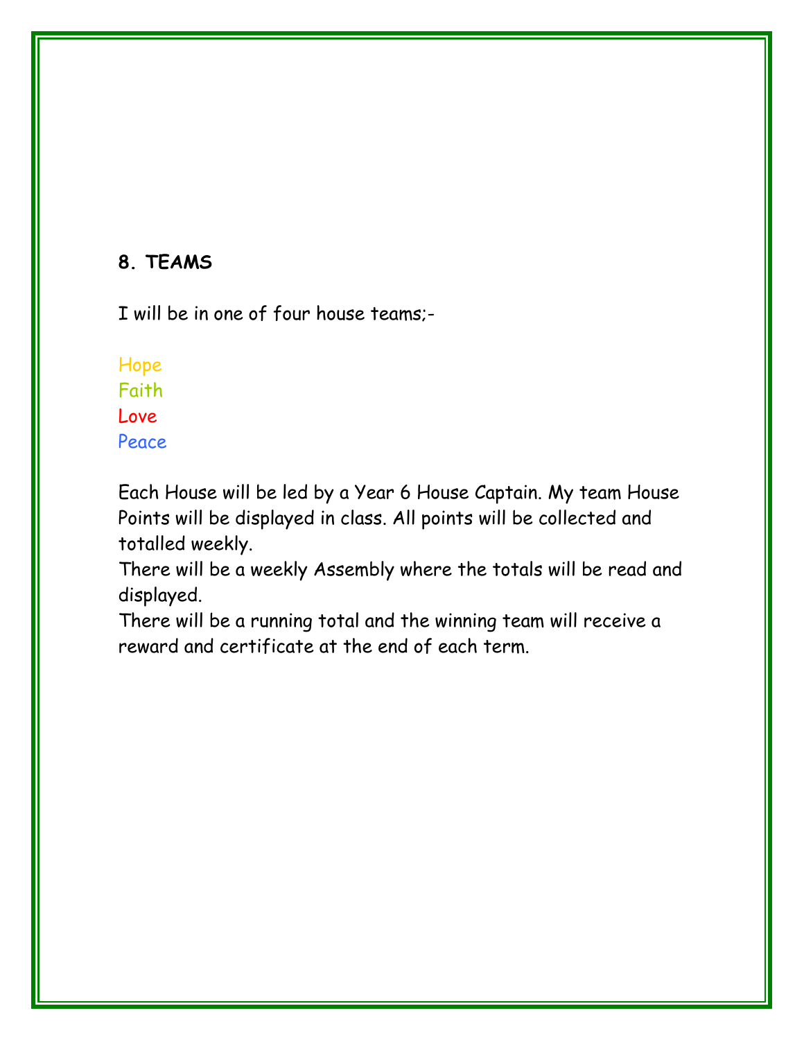**8. TEAMS**

I will be in one of four house teams;-

Hope
Faith
Love
Peace

Each House will be led by a Year 6 House Captain. My team House Points will be displayed in class. All points will be collected and totalled weekly.
There will be a weekly Assembly where the totals will be read and displayed.
There will be a running total and the winning team will receive a reward and certificate at the end of each term.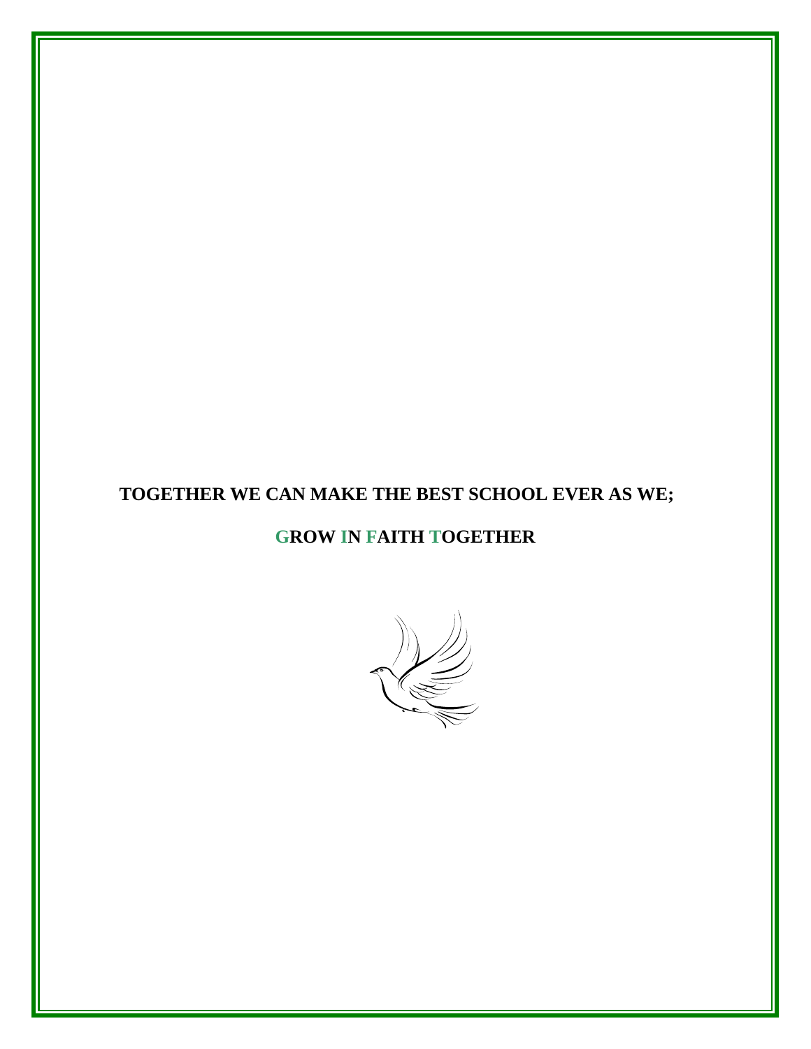**TOGETHER WE CAN MAKE THE BEST SCHOOL EVER AS WE;**

**GROW IN FAITH TOGETHER**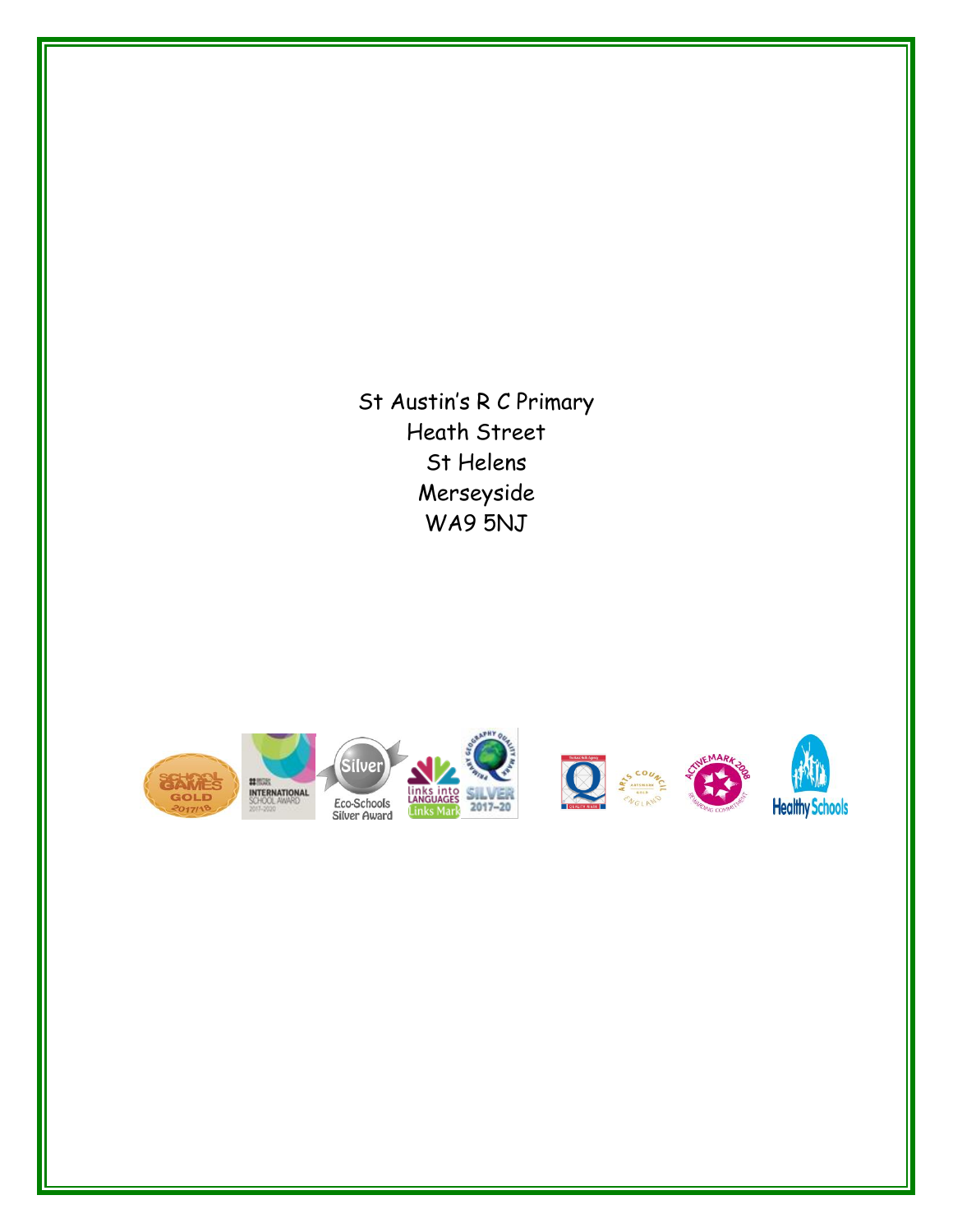St Austin's R C Primary
Heath Street
St Helens
Merseyside
WA9 5NJ